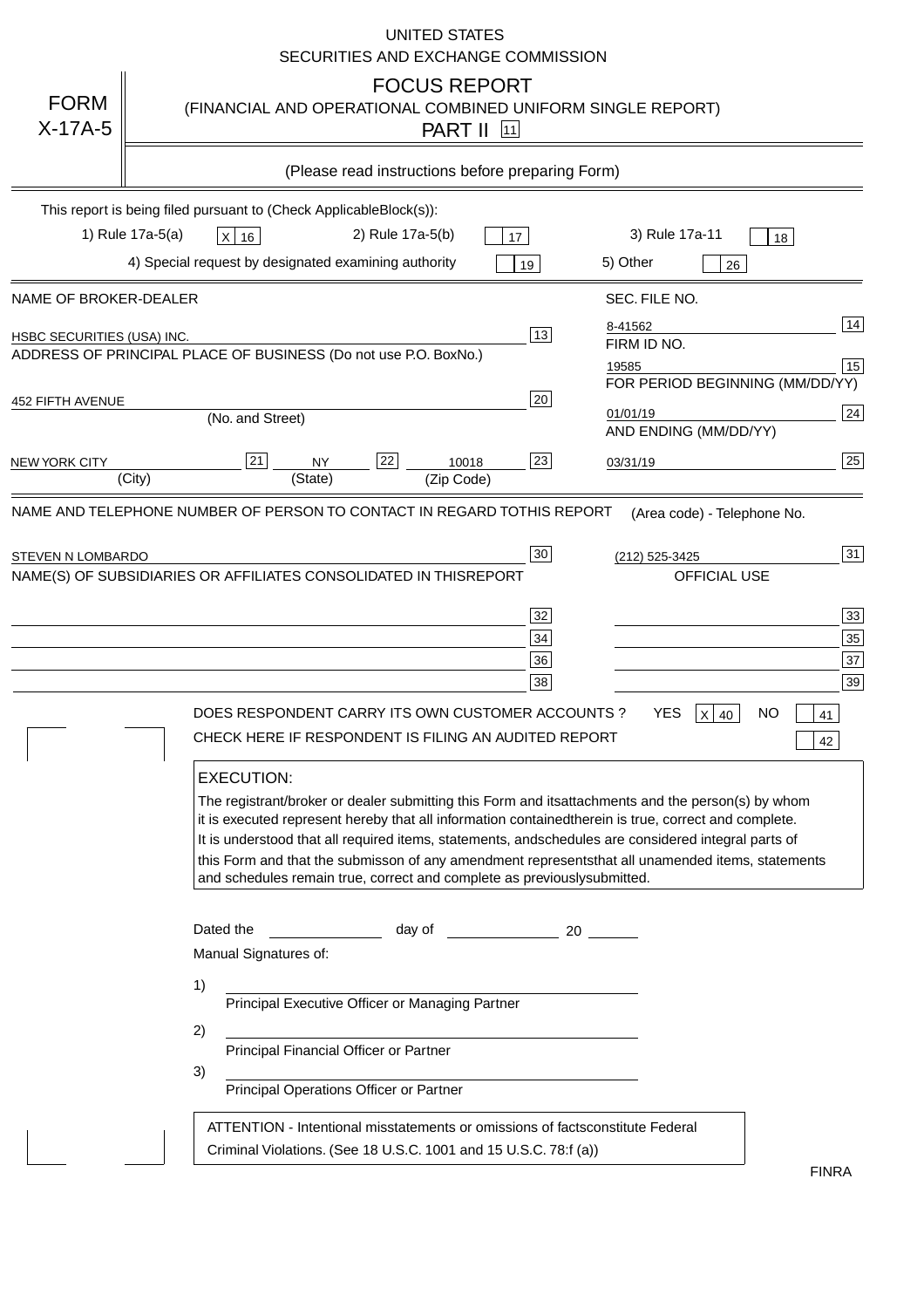UNITED STATES
SECURITIES AND EXCHANGE COMMISSION

FORM X-17A-5

# FOCUS REPORT

(FINANCIAL AND OPERATIONAL COMBINED UNIFORM SINGLE REPORT)

PART II [11]

(Please read instructions before preparing Form)

This report is being filed pursuant to (Check Applicable Block(s)):

1) Rule 17a-5(a) [X] 16    2) Rule 17a-5(b) [ ] 17    3) Rule 17a-11 [ ] 18

4) Special request by designated examining authority [ ] 19    5) Other [ ] 26

| NAME OF BROKER-DEALER | | SEC. FILE NO. | |
|---|---|---|---|
| HSBC SECURITIES (USA) INC. | 13 | 8-41562 | 14 |
| ADDRESS OF PRINCIPAL PLACE OF BUSINESS (Do not use P.O. Box No.) | | FIRM ID NO. | |
| | | 19585 | 15 |
| 452 FIFTH AVENUE (No. and Street) | 20 | FOR PERIOD BEGINNING (MM/DD/YY) 01/01/19 | 24 |
| NEW YORK CITY (City) [21] NY (State) [22] 10018 (Zip Code) | 23 | AND ENDING (MM/DD/YY) 03/31/19 | 25 |

| NAME AND TELEPHONE NUMBER OF PERSON TO CONTACT IN REGARD TO THIS REPORT | | (Area code) - Telephone No. | |
|---|---|---|---|
| STEVEN N LOMBARDO | 30 | (212) 525-3425 | 31 |
| NAME(S) OF SUBSIDIARIES OR AFFILIATES CONSOLIDATED IN THIS REPORT | | OFFICIAL USE | |
| | 32 | | 33 |
| | 34 | | 35 |
| | 36 | | 37 |
| | 38 | | 39 |

DOES RESPONDENT CARRY ITS OWN CUSTOMER ACCOUNTS ?    YES [X] 40    NO [ ] 41

CHECK HERE IF RESPONDENT IS FILING AN AUDITED REPORT [ ] 42

**EXECUTION:**

The registrant/broker or dealer submitting this Form and its attachments and the person(s) by whom it is executed represent hereby that all information contained therein is true, correct and complete. It is understood that all required items, statements, and schedules are considered integral parts of this Form and that the submisson of any amendment represents that all unamended items, statements and schedules remain true, correct and complete as previously submitted.

Dated the ______________ day of ______________ 20 ______

Manual Signatures of:

1) ________________________________________
Principal Executive Officer or Managing Partner

2) ________________________________________
Principal Financial Officer or Partner

3) ________________________________________
Principal Operations Officer or Partner

ATTENTION - Intentional misstatements or omissions of facts constitute Federal Criminal Violations. (See 18 U.S.C. 1001 and 15 U.S.C. 78:f (a))

FINRA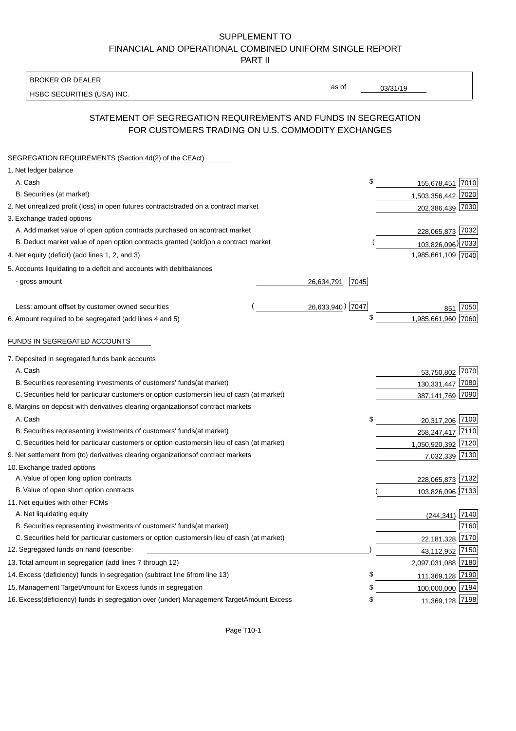SUPPLEMENT TO
FINANCIAL AND OPERATIONAL COMBINED UNIFORM SINGLE REPORT
PART II

BROKER OR DEALER
HSBC SECURITIES (USA) INC.

as of 03/31/19

## STATEMENT OF SEGREGATION REQUIREMENTS AND FUNDS IN SEGREGATION FOR CUSTOMERS TRADING ON U.S. COMMODITY EXCHANGES

SEGREGATION REQUIREMENTS (Section 4d(2) of the CEAct)

| Item | | | Amount | Code |
|---|---|---|---|---|
| 1. Net ledger balance | | | | |
| A. Cash | | | $ 155,678,451 | 7010 |
| B. Securities (at market) | | | 1,503,356,442 | 7020 |
| 2. Net unrealized profit (loss) in open futures contracts traded on a contract market | | | 202,386,439 | 7030 |
| 3. Exchange traded options | | | | |
| A. Add market value of open option contracts purchased on a contract market | | | 228,065,873 | 7032 |
| B. Deduct market value of open option contracts granted (sold) on a contract market | | | (103,826,096) | 7033 |
| 4. Net equity (deficit) (add lines 1, 2, and 3) | | | 1,985,661,109 | 7040 |
| 5. Accounts liquidating to a deficit and accounts with debit balances | | | | |
| - gross amount | 26,634,791 | 7045 | | |
| Less: amount offset by customer owned securities | (26,633,940) | 7047 | 851 | 7050 |
| 6. Amount required to be segregated (add lines 4 and 5) | | | $ 1,985,661,960 | 7060 |

FUNDS IN SEGREGATED ACCOUNTS

| Item | Amount | Code |
|---|---|---|
| 7. Deposited in segregated funds bank accounts | | |
| A. Cash | 53,750,802 | 7070 |
| B. Securities representing investments of customers' funds (at market) | 130,331,447 | 7080 |
| C. Securities held for particular customers or option customers in lieu of cash (at market) | 387,141,769 | 7090 |
| 8. Margins on deposit with derivatives clearing organizations of contract markets | | |
| A. Cash | $ 20,317,206 | 7100 |
| B. Securities representing investments of customers' funds (at market) | 258,247,417 | 7110 |
| C. Securities held for particular customers or option customers in lieu of cash (at market) | 1,050,920,392 | 7120 |
| 9. Net settlement from (to) derivatives clearing organizations of contract markets | 7,032,339 | 7130 |
| 10. Exchange traded options | | |
| A. Value of open long option contracts | 228,065,873 | 7132 |
| B. Value of open short option contracts | (103,826,096) | 7133 |
| 11. Net equities with other FCMs | | |
| A. Net liquidating equity | (244,341) | 7140 |
| B. Securities representing investments of customers' funds (at market) | | 7160 |
| C. Securities held for particular customers or option customers in lieu of cash (at market) | 22,181,328 | 7170 |
| 12. Segregated funds on hand (describe: ) | 43,112,952 | 7150 |
| 13. Total amount in segregation (add lines 7 through 12) | 2,097,031,088 | 7180 |
| 14. Excess (deficiency) funds in segregation (subtract line 6 from line 13) | $ 111,369,128 | 7190 |
| 15. Management Target Amount for Excess funds in segregation | $ 100,000,000 | 7194 |
| 16. Excess (deficiency) funds in segregation over (under) Management Target Amount Excess | $ 11,369,128 | 7198 |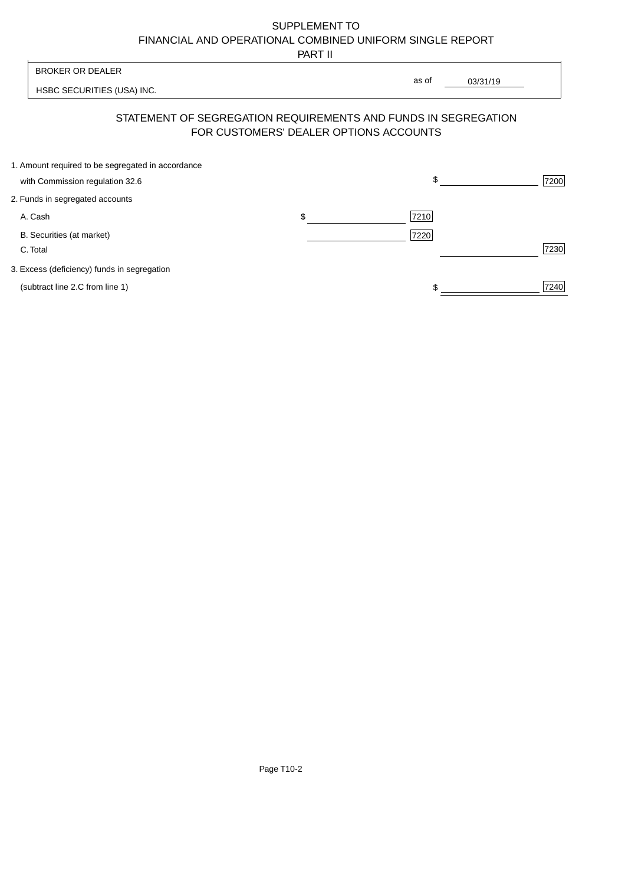SUPPLEMENT TO
FINANCIAL AND OPERATIONAL COMBINED UNIFORM SINGLE REPORT
PART II

| BROKER OR DEALER | | |
|---|---|---|
| HSBC SECURITIES (USA) INC. | as of | 03/31/19 |

## STATEMENT OF SEGREGATION REQUIREMENTS AND FUNDS IN SEGREGATION FOR CUSTOMERS' DEALER OPTIONS ACCOUNTS

| | | | | |
|---|---|---|---|---|
| 1. Amount required to be segregated in accordance with Commission regulation 32.6 | | | $ | 7200 |
| 2. Funds in segregated accounts | | | | |
| A. Cash | $ | 7210 | | |
| B. Securities (at market) | | 7220 | | |
| C. Total | | | | 7230 |
| 3. Excess (deficiency) funds in segregation (subtract line 2.C from line 1) | | | $ | 7240 |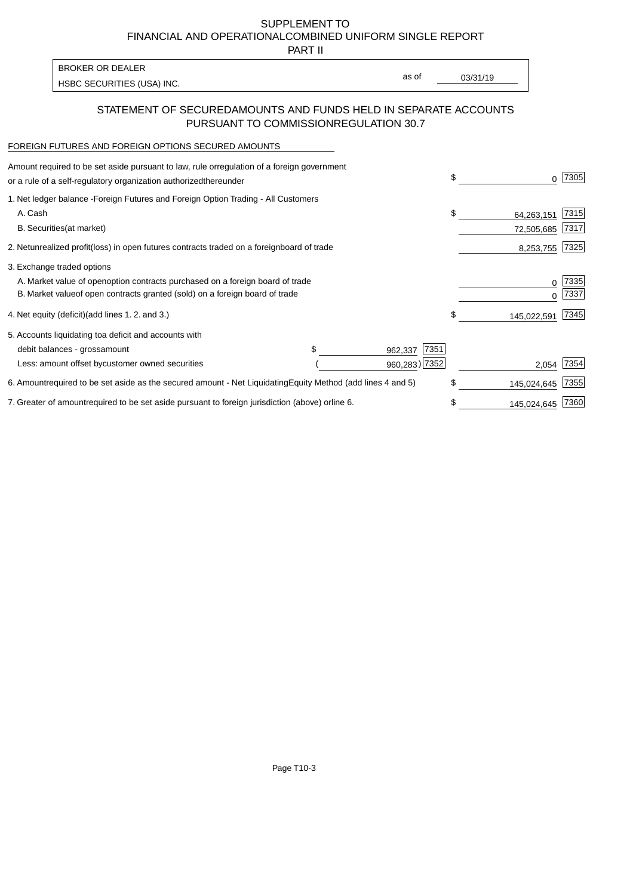SUPPLEMENT TO
FINANCIAL AND OPERATIONAL COMBINED UNIFORM SINGLE REPORT
PART II

| BROKER OR DEALER | | |
|---|---|---|
| HSBC SECURITIES (USA) INC. | as of | 03/31/19 |

## STATEMENT OF SECURED AMOUNTS AND FUNDS HELD IN SEPARATE ACCOUNTS PURSUANT TO COMMISSION REGULATION 30.7

FOREIGN FUTURES AND FOREIGN OPTIONS SECURED AMOUNTS

| | | | | |
|---|---|---|---|---|
| Amount required to be set aside pursuant to law, rule or regulation of a foreign government or a rule of a self-regulatory organization authorized thereunder | | | $ 0 | 7305 |
| 1. Net ledger balance - Foreign Futures and Foreign Option Trading - All Customers | | | | |
| A. Cash | | | $ 64,263,151 | 7315 |
| B. Securities (at market) | | | 72,505,685 | 7317 |
| 2. Net unrealized profit (loss) in open futures contracts traded on a foreign board of trade | | | 8,253,755 | 7325 |
| 3. Exchange traded options | | | | |
| A. Market value of open option contracts purchased on a foreign board of trade | | | 0 | 7335 |
| B. Market value of open contracts granted (sold) on a foreign board of trade | | | 0 | 7337 |
| 4. Net equity (deficit) (add lines 1. 2. and 3.) | | | $ 145,022,591 | 7345 |
| 5. Accounts liquidating to a deficit and accounts with | | | | |
| debit balances - gross amount | $ 962,337 | 7351 | | |
| Less: amount offset by customer owned securities | ( 960,283) | 7352 | 2,054 | 7354 |
| 6. Amount required to be set aside as the secured amount - Net Liquidating Equity Method (add lines 4 and 5) | | | $ 145,024,645 | 7355 |
| 7. Greater of amount required to be set aside pursuant to foreign jurisdiction (above) or line 6. | | | $ 145,024,645 | 7360 |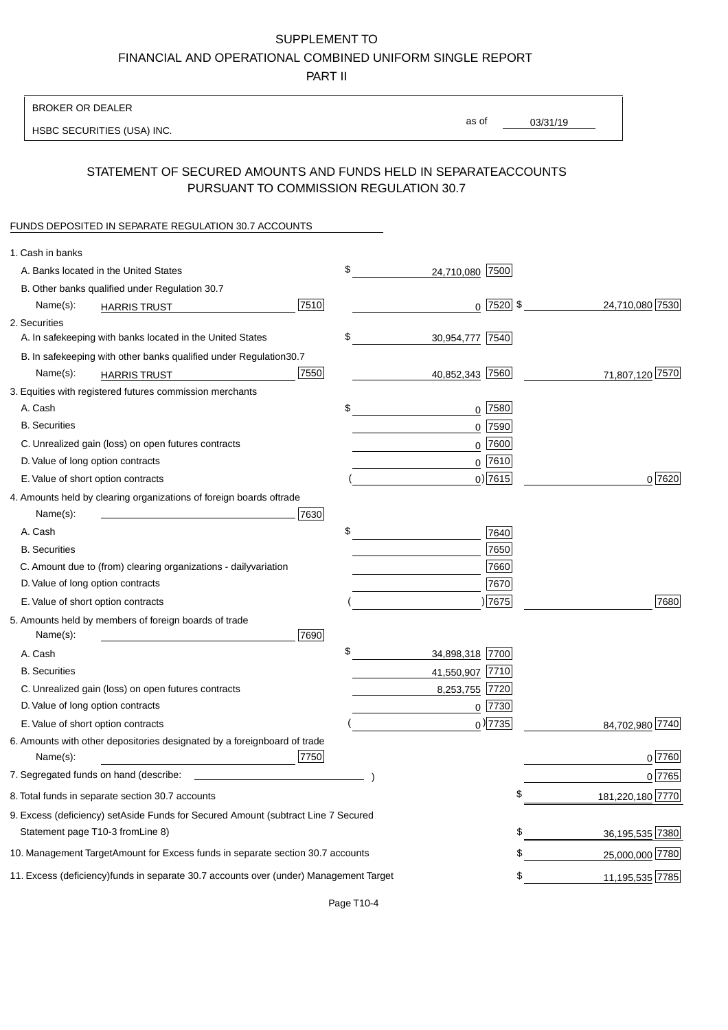SUPPLEMENT TO
FINANCIAL AND OPERATIONAL COMBINED UNIFORM SINGLE REPORT
PART II

BROKER OR DEALER
HSBC SECURITIES (USA) INC.

as of 03/31/19

## STATEMENT OF SECURED AMOUNTS AND FUNDS HELD IN SEPARATEACCOUNTS PURSUANT TO COMMISSION REGULATION 30.7

FUNDS DEPOSITED IN SEPARATE REGULATION 30.7 ACCOUNTS

| | | | |
|---|---|---|---|
| 1. Cash in banks | | | |
| A. Banks located in the United States | | $ 24,710,080 [7500] | |
| B. Other banks qualified under Regulation 30.7 | | | |
| Name(s): HARRIS TRUST | [7510] | 0 [7520] | $ 24,710,080 [7530] |
| 2. Securities | | | |
| A. In safekeeping with banks located in the United States | | $ 30,954,777 [7540] | |
| B. In safekeeping with other banks qualified under Regulation30.7 | | | |
| Name(s): HARRIS TRUST | [7550] | 40,852,343 [7560] | 71,807,120 [7570] |
| 3. Equities with registered futures commission merchants | | | |
| A. Cash | | $ 0 [7580] | |
| B. Securities | | 0 [7590] | |
| C. Unrealized gain (loss) on open futures contracts | | 0 [7600] | |
| D. Value of long option contracts | | 0 [7610] | |
| E. Value of short option contracts | | ( 0) [7615] | 0 [7620] |
| 4. Amounts held by clearing organizations of foreign boards oftrade | | | |
| Name(s): | [7630] | | |
| A. Cash | | $ [7640] | |
| B. Securities | | [7650] | |
| C. Amount due to (from) clearing organizations - dailyvariation | | [7660] | |
| D. Value of long option contracts | | [7670] | |
| E. Value of short option contracts | | ( ) [7675] | [7680] |
| 5. Amounts held by members of foreign boards of trade | | | |
| Name(s): | [7690] | | |
| A. Cash | | $ 34,898,318 [7700] | |
| B. Securities | | 41,550,907 [7710] | |
| C. Unrealized gain (loss) on open futures contracts | | 8,253,755 [7720] | |
| D. Value of long option contracts | | 0 [7730] | |
| E. Value of short option contracts | | ( 0) [7735] | 84,702,980 [7740] |
| 6. Amounts with other depositories designated by a foreignboard of trade | | | |
| Name(s): | [7750] | | 0 [7760] |
| 7. Segregated funds on hand (describe: ) | | | 0 [7765] |
| 8. Total funds in separate section 30.7 accounts | | | $ 181,220,180 [7770] |
| 9. Excess (deficiency) setAside Funds for Secured Amount (subtract Line 7 Secured Statement page T10-3 fromLine 8) | | | $ 36,195,535 [7380] |
| 10. Management TargetAmount for Excess funds in separate section 30.7 accounts | | | $ 25,000,000 [7780] |
| 11. Excess (deficiency)funds in separate 30.7 accounts over (under) Management Target | | | $ 11,195,535 [7785] |

Page T10-4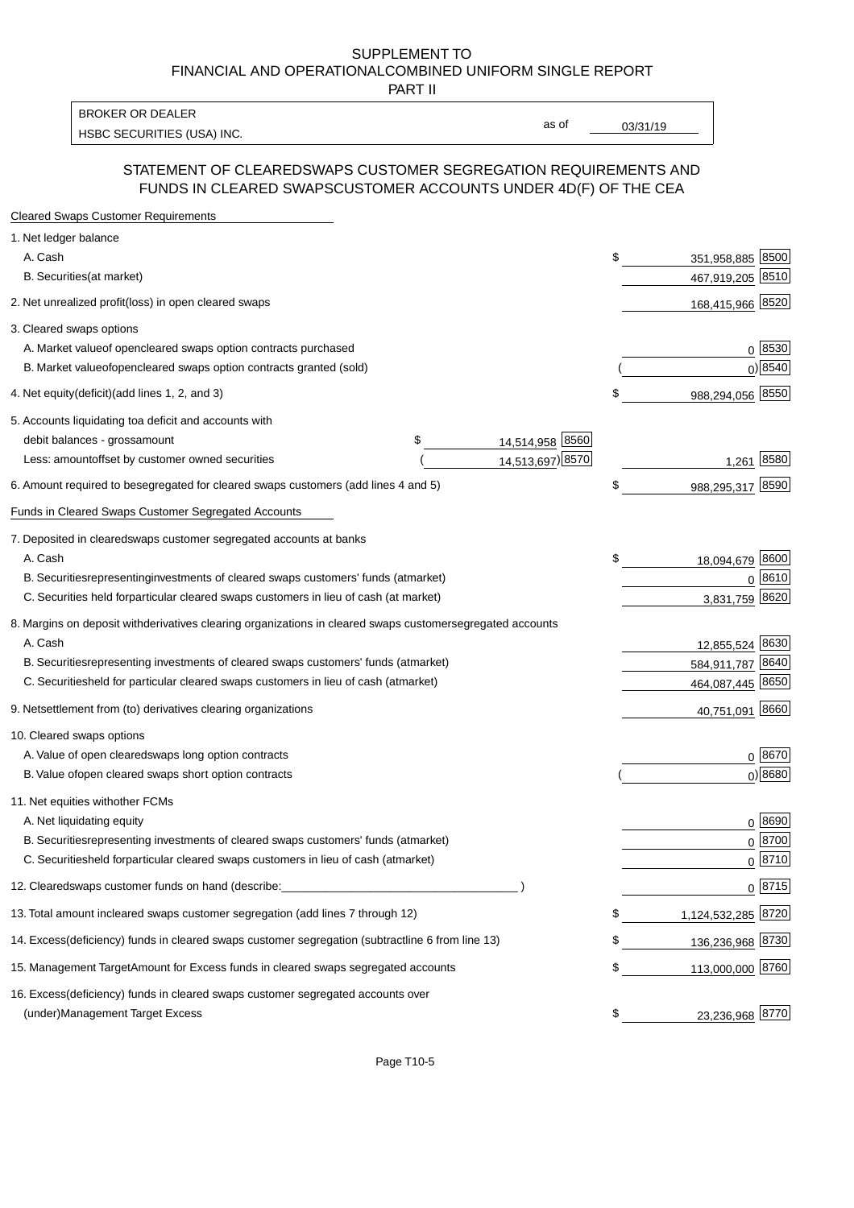SUPPLEMENT TO
FINANCIAL AND OPERATIONALCOMBINED UNIFORM SINGLE REPORT
PART II

| BROKER OR DEALER | | |
|---|---|---|
| HSBC SECURITIES (USA) INC. | as of | 03/31/19 |

## STATEMENT OF CLEAREDSWAPS CUSTOMER SEGREGATION REQUIREMENTS AND FUNDS IN CLEARED SWAPSCUSTOMER ACCOUNTS UNDER 4D(F) OF THE CEA

| Cleared Swaps Customer Requirements | | | | |
|---|---|---|---|---|
| 1. Net ledger balance | | | | |
| A. Cash | | | $ 351,958,885 | 8500 |
| B. Securities(at market) | | | 467,919,205 | 8510 |
| 2. Net unrealized profit(loss) in open cleared swaps | | | 168,415,966 | 8520 |
| 3. Cleared swaps options | | | | |
| A. Market valueof opencleared swaps option contracts purchased | | | 0 | 8530 |
| B. Market valueofopencleared swaps option contracts granted (sold) | | | ( 0) | 8540 |
| 4. Net equity(deficit)(add lines 1, 2, and 3) | | | $ 988,294,056 | 8550 |
| 5. Accounts liquidating toa deficit and accounts with | | | | |
| debit balances - grossamount | $ 14,514,958 | 8560 | | |
| Less: amountoffset by customer owned securities | ( 14,513,697) | 8570 | 1,261 | 8580 |
| 6. Amount required to besegregated for cleared swaps customers (add lines 4 and 5) | | | $ 988,295,317 | 8590 |
| Funds in Cleared Swaps Customer Segregated Accounts | | | | |
| 7. Deposited in clearedswaps customer segregated accounts at banks | | | | |
| A. Cash | | | $ 18,094,679 | 8600 |
| B. Securitiesrepresentinginvestments of cleared swaps customers' funds (atmarket) | | | 0 | 8610 |
| C. Securities held forparticular cleared swaps customers in lieu of cash (at market) | | | 3,831,759 | 8620 |
| 8. Margins on deposit withderivatives clearing organizations in cleared swaps customersegregated accounts | | | | |
| A. Cash | | | 12,855,524 | 8630 |
| B. Securitiesrepresenting investments of cleared swaps customers' funds (atmarket) | | | 584,911,787 | 8640 |
| C. Securitiesheld for particular cleared swaps customers in lieu of cash (atmarket) | | | 464,087,445 | 8650 |
| 9. Netsettlement from (to) derivatives clearing organizations | | | 40,751,091 | 8660 |
| 10. Cleared swaps options | | | | |
| A. Value of open clearedswaps long option contracts | | | 0 | 8670 |
| B. Value ofopen cleared swaps short option contracts | | | ( 0) | 8680 |
| 11. Net equities withother FCMs | | | | |
| A. Net liquidating equity | | | 0 | 8690 |
| B. Securitiesrepresenting investments of cleared swaps customers' funds (atmarket) | | | 0 | 8700 |
| C. Securitiesheld forparticular cleared swaps customers in lieu of cash (atmarket) | | | 0 | 8710 |
| 12. Clearedswaps customer funds on hand (describe:_______________ ) | | | 0 | 8715 |
| 13. Total amount incleared swaps customer segregation (add lines 7 through 12) | | | $ 1,124,532,285 | 8720 |
| 14. Excess(deficiency) funds in cleared swaps customer segregation (subtractline 6 from line 13) | | | $ 136,236,968 | 8730 |
| 15. Management TargetAmount for Excess funds in cleared swaps segregated accounts | | | $ 113,000,000 | 8760 |
| 16. Excess(deficiency) funds in cleared swaps customer segregated accounts over (under)Management Target Excess | | | $ 23,236,968 | 8770 |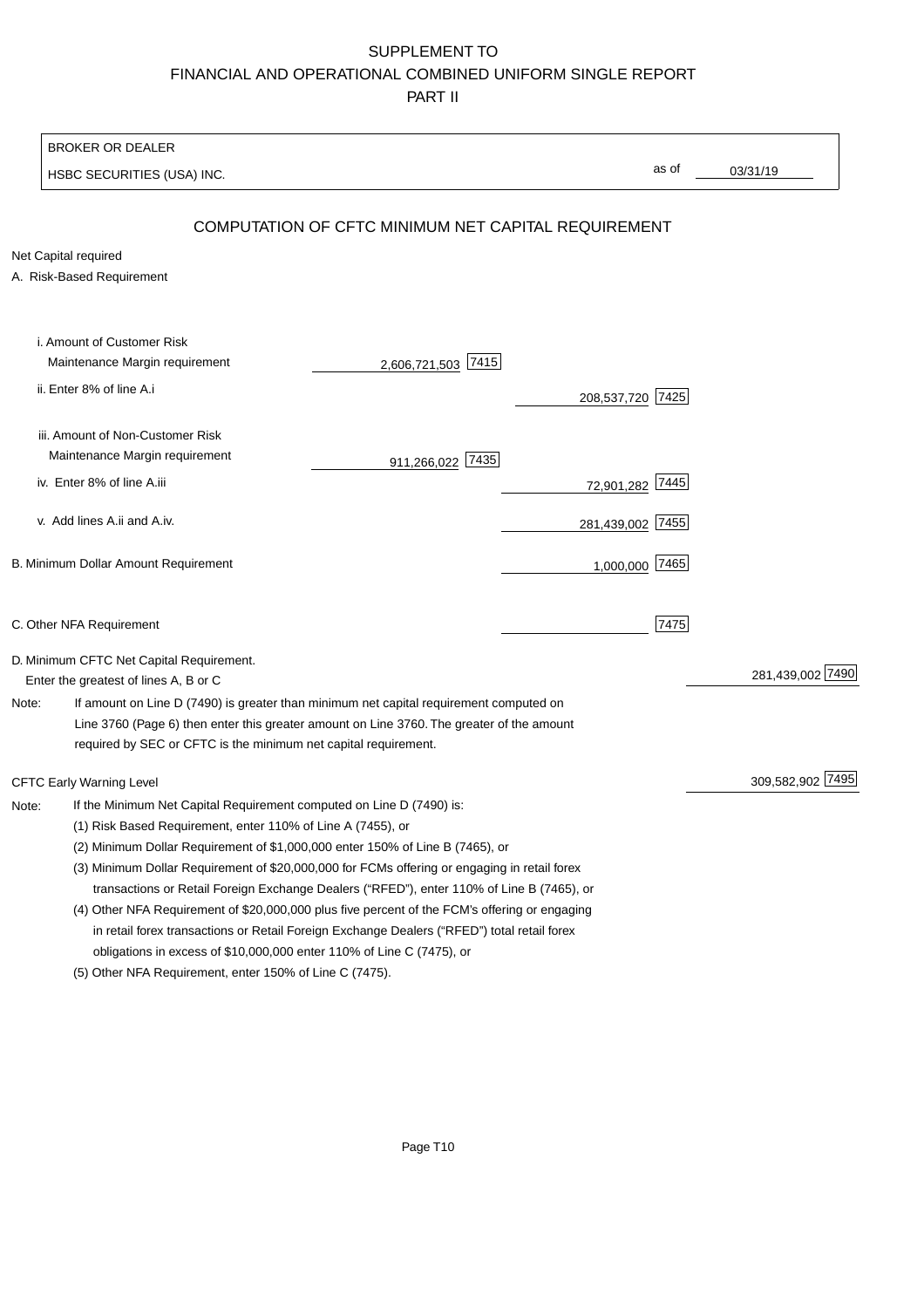# SUPPLEMENT TO
# FINANCIAL AND OPERATIONAL COMBINED UNIFORM SINGLE REPORT
## PART II

| | |
|---|---|
| BROKER OR DEALER | |
| HSBC SECURITIES (USA) INC. | as of 03/31/19 |

## COMPUTATION OF CFTC MINIMUM NET CAPITAL REQUIREMENT

Net Capital required

A. Risk-Based Requirement

| | | | |
|---|---|---|---|
| i. Amount of Customer Risk Maintenance Margin requirement | 2,606,721,503 [7415] | | |
| ii. Enter 8% of line A.i | | 208,537,720 [7425] | |
| iii. Amount of Non-Customer Risk Maintenance Margin requirement | 911,266,022 [7435] | | |
| iv. Enter 8% of line A.iii | | 72,901,282 [7445] | |
| v. Add lines A.ii and A.iv. | | 281,439,002 [7455] | |
| B. Minimum Dollar Amount Requirement | | 1,000,000 [7465] | |
| C. Other NFA Requirement | | [7475] | |
| D. Minimum CFTC Net Capital Requirement. Enter the greatest of lines A, B or C | | | 281,439,002 [7490] |

Note: If amount on Line D (7490) is greater than minimum net capital requirement computed on Line 3760 (Page 6) then enter this greater amount on Line 3760. The greater of the amount required by SEC or CFTC is the minimum net capital requirement.

CFTC Early Warning Level — 309,582,902 [7495]

Note: If the Minimum Net Capital Requirement computed on Line D (7490) is:

(1) Risk Based Requirement, enter 110% of Line A (7455), or

(2) Minimum Dollar Requirement of $1,000,000 enter 150% of Line B (7465), or

(3) Minimum Dollar Requirement of $20,000,000 for FCMs offering or engaging in retail forex transactions or Retail Foreign Exchange Dealers ("RFED"), enter 110% of Line B (7465), or

(4) Other NFA Requirement of $20,000,000 plus five percent of the FCM's offering or engaging in retail forex transactions or Retail Foreign Exchange Dealers ("RFED") total retail forex obligations in excess of $10,000,000 enter 110% of Line C (7475), or

(5) Other NFA Requirement, enter 150% of Line C (7475).